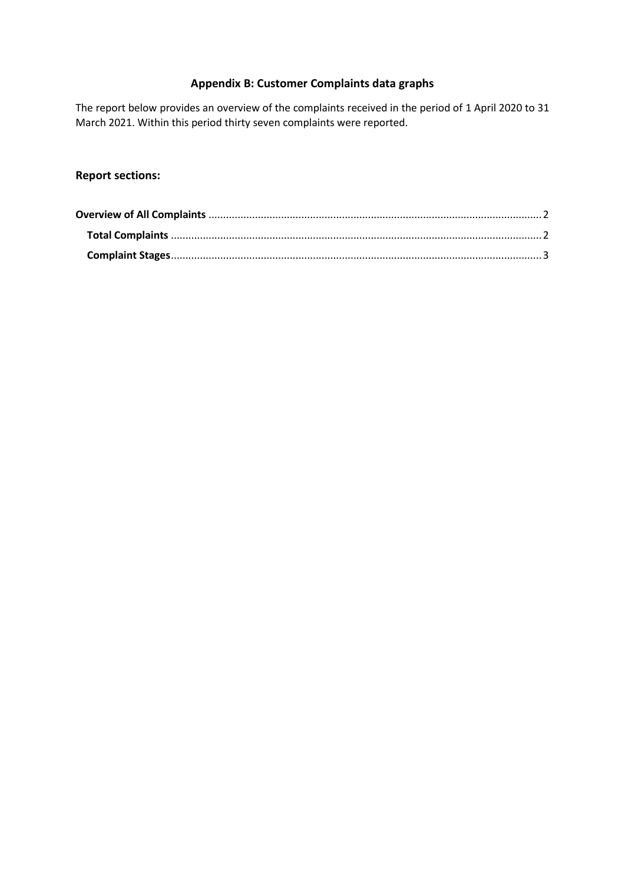# Appendix B: Customer Complaints data graphs

The report below provides an overview of the complaints received in the period of 1 April 2020 to 31 March 2021. Within this period thirty seven complaints were reported.

## Report sections:

**Overview of All Complaints** .................................................................................................................. 2

**Total Complaints** .............................................................................................................................. 2

**Complaint Stages**............................................................................................................................. 3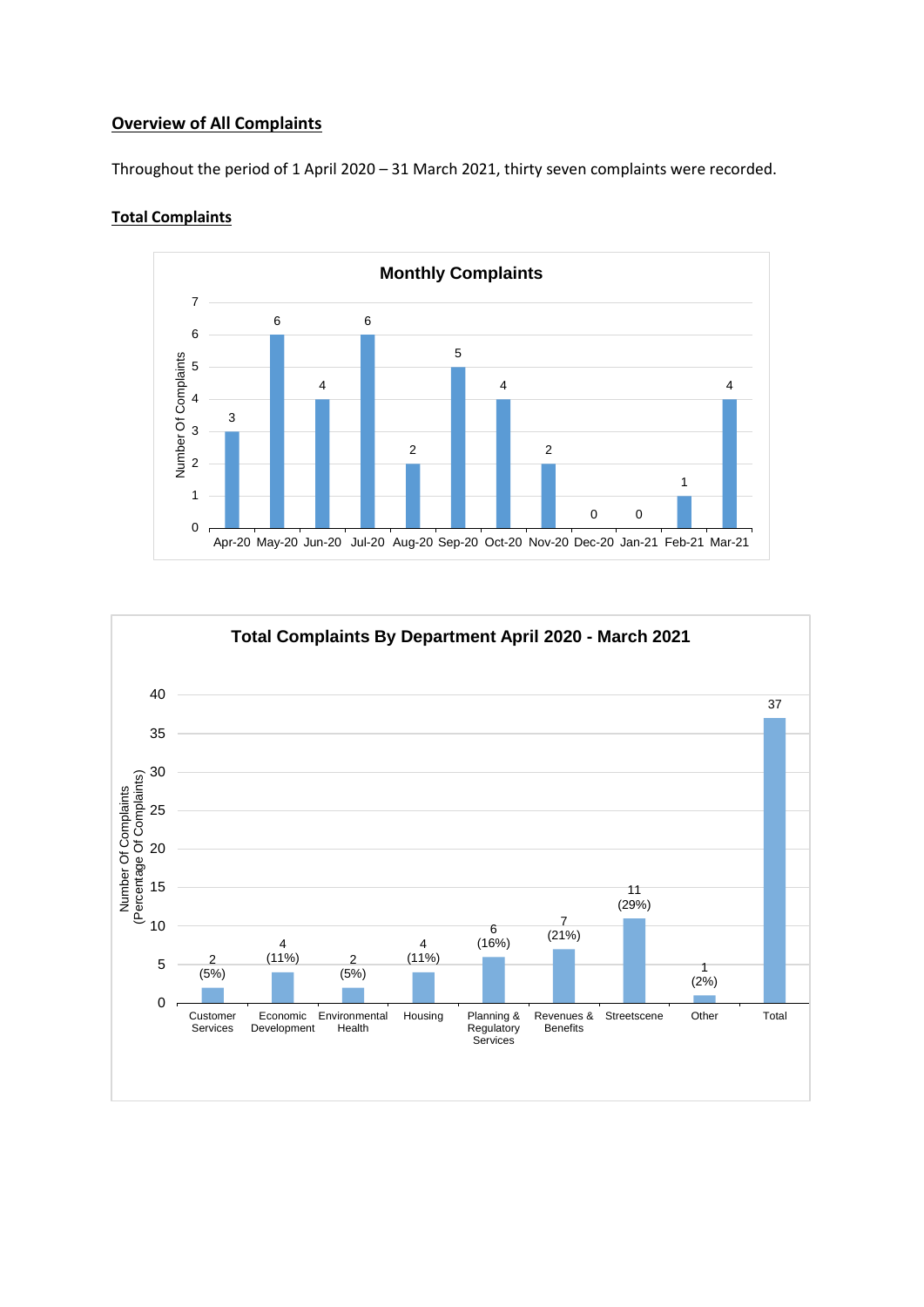## Overview of All Complaints

Throughout the period of 1 April 2020 – 31 March 2021, thirty seven complaints were recorded.

### Total Complaints

**Monthly Complaints**

| Month | Number Of Complaints |
|---|---|
| Apr-20 | 3 |
| May-20 | 6 |
| Jun-20 | 4 |
| Jul-20 | 6 |
| Aug-20 | 2 |
| Sep-20 | 5 |
| Oct-20 | 4 |
| Nov-20 | 2 |
| Dec-20 | 0 |
| Jan-21 | 0 |
| Feb-21 | 1 |
| Mar-21 | 4 |

**Total Complaints By Department April 2020 - March 2021**

| Department | Number Of Complaints (Percentage Of Complaints) |
|---|---|
| Customer Services | 2 (5%) |
| Economic Development | 4 (11%) |
| Environmental Health | 2 (5%) |
| Housing | 4 (11%) |
| Planning & Regulatory Services | 6 (16%) |
| Revenues & Benefits | 7 (21%) |
| Streetscene | 11 (29%) |
| Other | 1 (2%) |
| Total | 37 |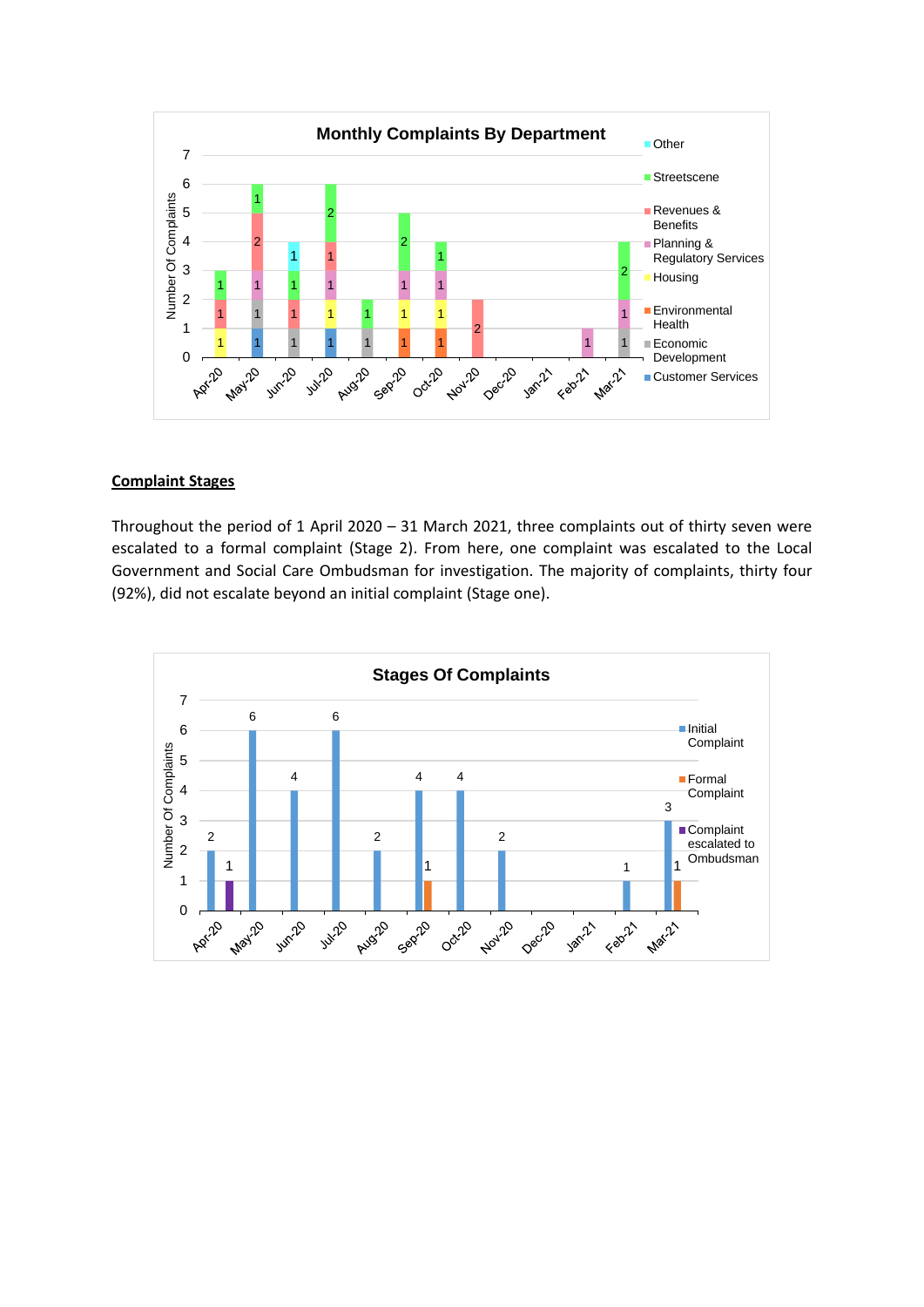**Monthly Complaints By Department**

| Month | Customer Services | Economic Development | Environmental Health | Housing | Planning & Regulatory Services | Revenues & Benefits | Streetscene | Other |
|---|---|---|---|---|---|---|---|---|
| Apr-20 | | | | 1 | | 1 | 1 | |
| May-20 | 1 | 1 | | | 1 | 2 | 1 | |
| Jun-20 | | 1 | | | | 1 | 1 | 1 |
| Jul-20 | 1 | | | 1 | 1 | 1 | 2 | |
| Aug-20 | | 1 | | | | | 1 | |
| Sep-20 | | | 1 | 1 | 1 | | 2 | |
| Oct-20 | | | 1 | 1 | 1 | | 1 | |
| Nov-20 | | | | | | 2 | | |
| Dec-20 | | | | | | | | |
| Jan-21 | | | | | | | | |
| Feb-21 | | | | | 1 | | | |
| Mar-21 | | 1 | | | 1 | | 2 | |

## Complaint Stages

Throughout the period of 1 April 2020 – 31 March 2021, three complaints out of thirty seven were escalated to a formal complaint (Stage 2). From here, one complaint was escalated to the Local Government and Social Care Ombudsman for investigation. The majority of complaints, thirty four (92%), did not escalate beyond an initial complaint (Stage one).

**Stages Of Complaints**

| Month | Initial Complaint | Formal Complaint | Complaint escalated to Ombudsman |
|---|---|---|---|
| Apr-20 | 2 | | 1 |
| May-20 | 6 | | |
| Jun-20 | 4 | | |
| Jul-20 | 6 | | |
| Aug-20 | 2 | | |
| Sep-20 | 4 | 1 | |
| Oct-20 | 4 | | |
| Nov-20 | 2 | | |
| Dec-20 | | | |
| Jan-21 | | | |
| Feb-21 | 1 | | |
| Mar-21 | 3 | 1 | |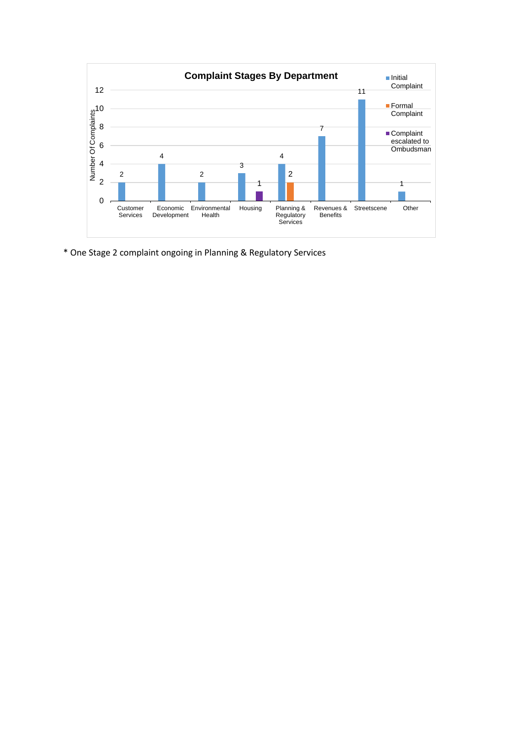Complaint Stages By Department

Initial Complaint
Formal Complaint
Complaint escalated to Ombudsman

Number Of Complaints

12
10
8
6
4
2
0

2
4
2
3
1
4
2
7
11
1

Customer Services
Economic Development
Environmental Health
Housing
Planning & Regulatory Services
Revenues & Benefits
Streetscene
Other

* One Stage 2 complaint ongoing in Planning & Regulatory Services